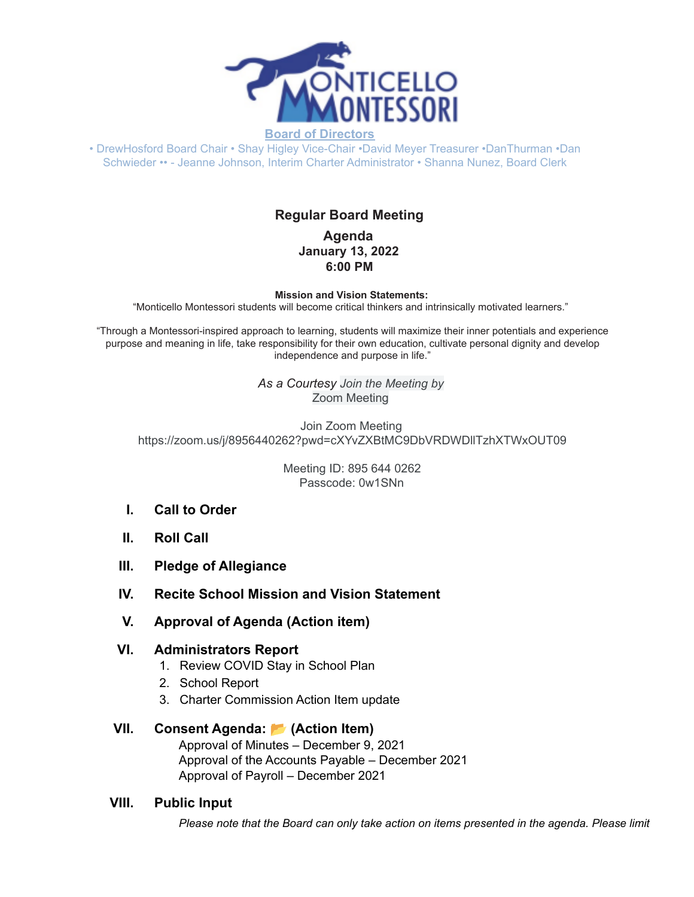# MONTICELLO MONTESSORI

**Board of Directors**

• DrewHosford Board Chair • Shay Higley Vice-Chair •David Meyer Treasurer •DanThurman •Dan Schwieder •• - Jeanne Johnson, Interim Charter Administrator • Shanna Nunez, Board Clerk

## Regular Board Meeting

### Agenda
**January 13, 2022**
**6:00 PM**

**Mission and Vision Statements:**

"Monticello Montessori students will become critical thinkers and intrinsically motivated learners."

"Through a Montessori-inspired approach to learning, students will maximize their inner potentials and experience purpose and meaning in life, take responsibility for their own education, cultivate personal dignity and develop independence and purpose in life."

*As a Courtesy Join the Meeting by*
Zoom Meeting

Join Zoom Meeting
https://zoom.us/j/8956440262?pwd=cXYvZXBtMC9DbVRDWDllTzhXTWxOUT09

Meeting ID: 895 644 0262
Passcode: 0w1SNn

**I. Call to Order**

**II. Roll Call**

**III. Pledge of Allegiance**

**IV. Recite School Mission and Vision Statement**

**V. Approval of Agenda (Action item)**

**VI. Administrators Report**

1. Review COVID Stay in School Plan
2. School Report
3. Charter Commission Action Item update

**VII. Consent Agenda: 📂 (Action Item)**

Approval of Minutes – December 9, 2021
Approval of the Accounts Payable – December 2021
Approval of Payroll – December 2021

**VIII. Public Input**

*Please note that the Board can only take action on items presented in the agenda. Please limit*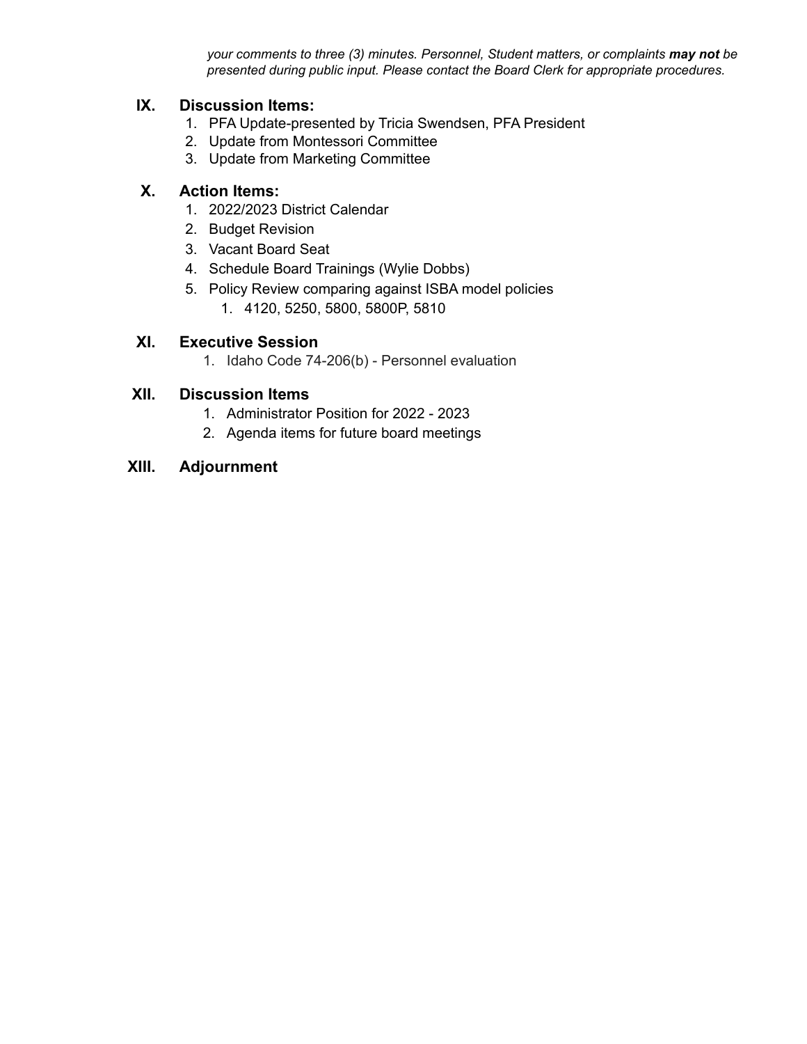*your comments to three (3) minutes. Personnel, Student matters, or complaints **may not** be presented during public input. Please contact the Board Clerk for appropriate procedures.*

## IX. Discussion Items:

1. PFA Update-presented by Tricia Swendsen, PFA President
2. Update from Montessori Committee
3. Update from Marketing Committee

## X. Action Items:

1. 2022/2023 District Calendar
2. Budget Revision
3. Vacant Board Seat
4. Schedule Board Trainings (Wylie Dobbs)
5. Policy Review comparing against ISBA model policies
    1. 4120, 5250, 5800, 5800P, 5810

## XI. Executive Session

1. Idaho Code 74-206(b) - Personnel evaluation

## XII. Discussion Items

1. Administrator Position for 2022 - 2023
2. Agenda items for future board meetings

## XIII. Adjournment